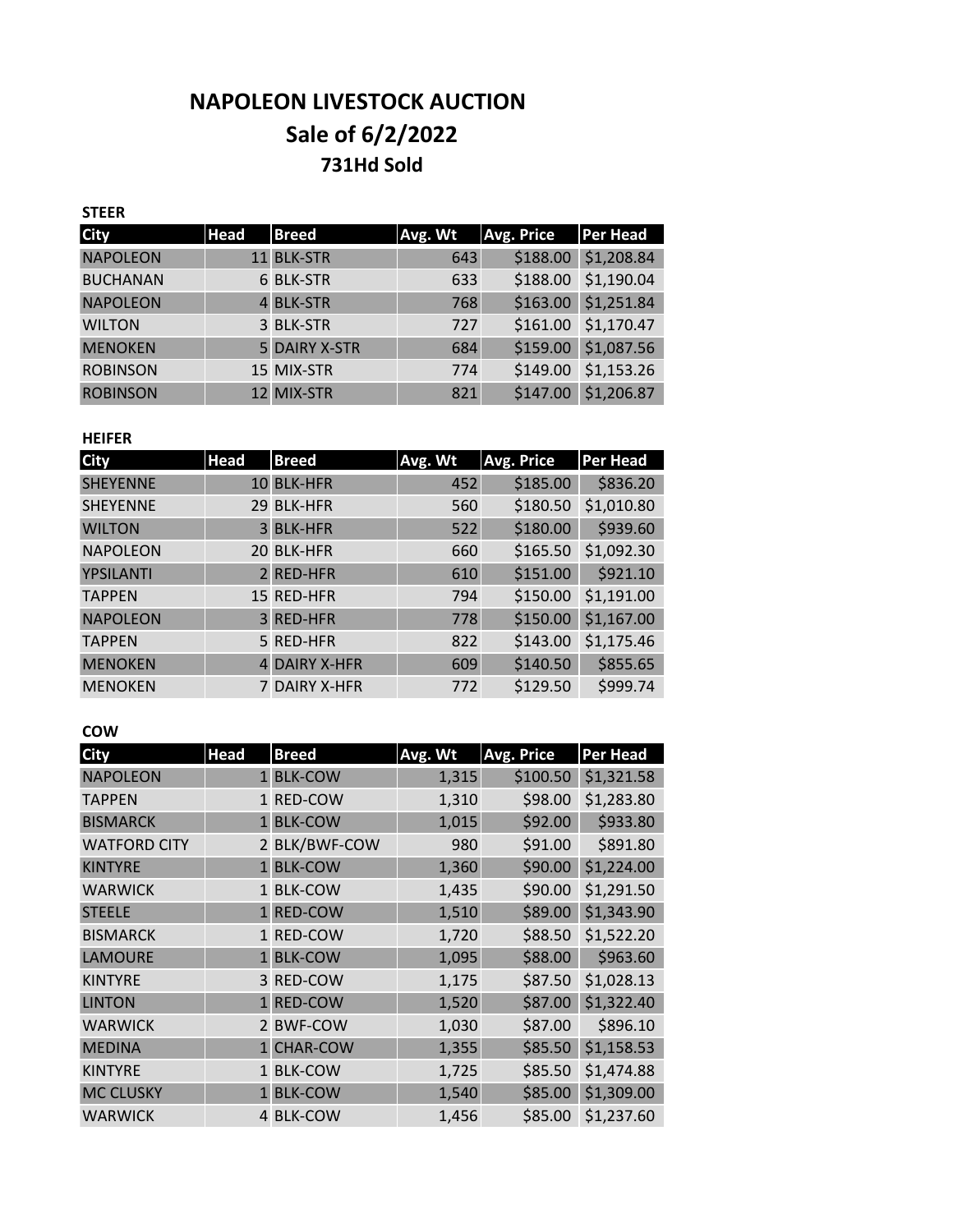# NAPOLEON LIVESTOCK AUCTION
## Sale of 6/2/2022
### 731Hd Sold

**STEER**

| City | Head | Breed | Avg. Wt | Avg. Price | Per Head |
|---|---|---|---|---|---|
| NAPOLEON | 11 | BLK-STR | 643 | $188.00 | $1,208.84 |
| BUCHANAN | 6 | BLK-STR | 633 | $188.00 | $1,190.04 |
| NAPOLEON | 4 | BLK-STR | 768 | $163.00 | $1,251.84 |
| WILTON | 3 | BLK-STR | 727 | $161.00 | $1,170.47 |
| MENOKEN | 5 | DAIRY X-STR | 684 | $159.00 | $1,087.56 |
| ROBINSON | 15 | MIX-STR | 774 | $149.00 | $1,153.26 |
| ROBINSON | 12 | MIX-STR | 821 | $147.00 | $1,206.87 |

**HEIFER**

| City | Head | Breed | Avg. Wt | Avg. Price | Per Head |
|---|---|---|---|---|---|
| SHEYENNE | 10 | BLK-HFR | 452 | $185.00 | $836.20 |
| SHEYENNE | 29 | BLK-HFR | 560 | $180.50 | $1,010.80 |
| WILTON | 3 | BLK-HFR | 522 | $180.00 | $939.60 |
| NAPOLEON | 20 | BLK-HFR | 660 | $165.50 | $1,092.30 |
| YPSILANTI | 2 | RED-HFR | 610 | $151.00 | $921.10 |
| TAPPEN | 15 | RED-HFR | 794 | $150.00 | $1,191.00 |
| NAPOLEON | 3 | RED-HFR | 778 | $150.00 | $1,167.00 |
| TAPPEN | 5 | RED-HFR | 822 | $143.00 | $1,175.46 |
| MENOKEN | 4 | DAIRY X-HFR | 609 | $140.50 | $855.65 |
| MENOKEN | 7 | DAIRY X-HFR | 772 | $129.50 | $999.74 |

**COW**

| City | Head | Breed | Avg. Wt | Avg. Price | Per Head |
|---|---|---|---|---|---|
| NAPOLEON | 1 | BLK-COW | 1,315 | $100.50 | $1,321.58 |
| TAPPEN | 1 | RED-COW | 1,310 | $98.00 | $1,283.80 |
| BISMARCK | 1 | BLK-COW | 1,015 | $92.00 | $933.80 |
| WATFORD CITY | 2 | BLK/BWF-COW | 980 | $91.00 | $891.80 |
| KINTYRE | 1 | BLK-COW | 1,360 | $90.00 | $1,224.00 |
| WARWICK | 1 | BLK-COW | 1,435 | $90.00 | $1,291.50 |
| STEELE | 1 | RED-COW | 1,510 | $89.00 | $1,343.90 |
| BISMARCK | 1 | RED-COW | 1,720 | $88.50 | $1,522.20 |
| LAMOURE | 1 | BLK-COW | 1,095 | $88.00 | $963.60 |
| KINTYRE | 3 | RED-COW | 1,175 | $87.50 | $1,028.13 |
| LINTON | 1 | RED-COW | 1,520 | $87.00 | $1,322.40 |
| WARWICK | 2 | BWF-COW | 1,030 | $87.00 | $896.10 |
| MEDINA | 1 | CHAR-COW | 1,355 | $85.50 | $1,158.53 |
| KINTYRE | 1 | BLK-COW | 1,725 | $85.50 | $1,474.88 |
| MC CLUSKY | 1 | BLK-COW | 1,540 | $85.00 | $1,309.00 |
| WARWICK | 4 | BLK-COW | 1,456 | $85.00 | $1,237.60 |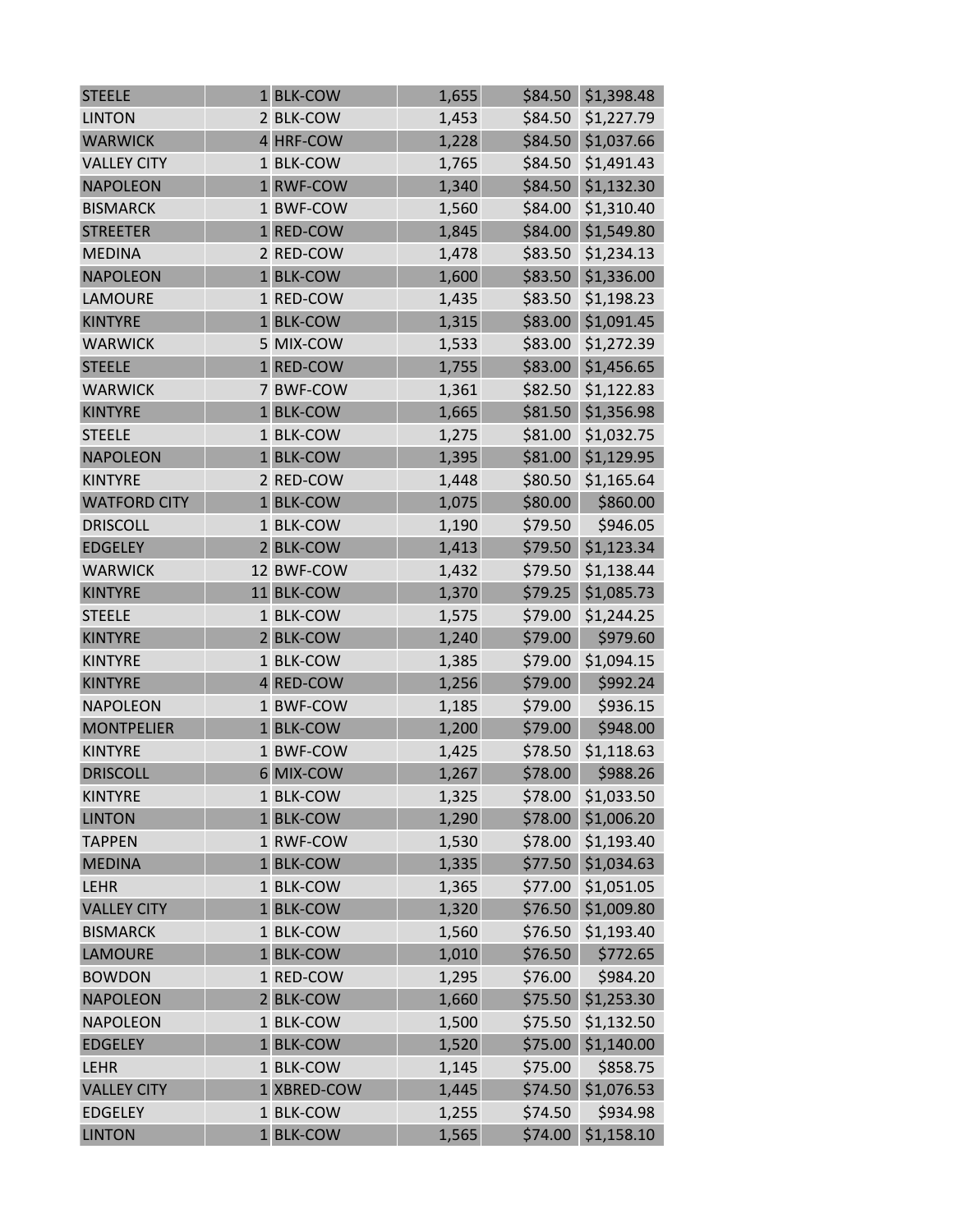| | | | | | |
|---|---|---|---|---|---|
| STEELE | 1 | BLK-COW | 1,655 | $84.50 | $1,398.48 |
| LINTON | 2 | BLK-COW | 1,453 | $84.50 | $1,227.79 |
| WARWICK | 4 | HRF-COW | 1,228 | $84.50 | $1,037.66 |
| VALLEY CITY | 1 | BLK-COW | 1,765 | $84.50 | $1,491.43 |
| NAPOLEON | 1 | RWF-COW | 1,340 | $84.50 | $1,132.30 |
| BISMARCK | 1 | BWF-COW | 1,560 | $84.00 | $1,310.40 |
| STREETER | 1 | RED-COW | 1,845 | $84.00 | $1,549.80 |
| MEDINA | 2 | RED-COW | 1,478 | $83.50 | $1,234.13 |
| NAPOLEON | 1 | BLK-COW | 1,600 | $83.50 | $1,336.00 |
| LAMOURE | 1 | RED-COW | 1,435 | $83.50 | $1,198.23 |
| KINTYRE | 1 | BLK-COW | 1,315 | $83.00 | $1,091.45 |
| WARWICK | 5 | MIX-COW | 1,533 | $83.00 | $1,272.39 |
| STEELE | 1 | RED-COW | 1,755 | $83.00 | $1,456.65 |
| WARWICK | 7 | BWF-COW | 1,361 | $82.50 | $1,122.83 |
| KINTYRE | 1 | BLK-COW | 1,665 | $81.50 | $1,356.98 |
| STEELE | 1 | BLK-COW | 1,275 | $81.00 | $1,032.75 |
| NAPOLEON | 1 | BLK-COW | 1,395 | $81.00 | $1,129.95 |
| KINTYRE | 2 | RED-COW | 1,448 | $80.50 | $1,165.64 |
| WATFORD CITY | 1 | BLK-COW | 1,075 | $80.00 | $860.00 |
| DRISCOLL | 1 | BLK-COW | 1,190 | $79.50 | $946.05 |
| EDGELEY | 2 | BLK-COW | 1,413 | $79.50 | $1,123.34 |
| WARWICK | 12 | BWF-COW | 1,432 | $79.50 | $1,138.44 |
| KINTYRE | 11 | BLK-COW | 1,370 | $79.25 | $1,085.73 |
| STEELE | 1 | BLK-COW | 1,575 | $79.00 | $1,244.25 |
| KINTYRE | 2 | BLK-COW | 1,240 | $79.00 | $979.60 |
| KINTYRE | 1 | BLK-COW | 1,385 | $79.00 | $1,094.15 |
| KINTYRE | 4 | RED-COW | 1,256 | $79.00 | $992.24 |
| NAPOLEON | 1 | BWF-COW | 1,185 | $79.00 | $936.15 |
| MONTPELIER | 1 | BLK-COW | 1,200 | $79.00 | $948.00 |
| KINTYRE | 1 | BWF-COW | 1,425 | $78.50 | $1,118.63 |
| DRISCOLL | 6 | MIX-COW | 1,267 | $78.00 | $988.26 |
| KINTYRE | 1 | BLK-COW | 1,325 | $78.00 | $1,033.50 |
| LINTON | 1 | BLK-COW | 1,290 | $78.00 | $1,006.20 |
| TAPPEN | 1 | RWF-COW | 1,530 | $78.00 | $1,193.40 |
| MEDINA | 1 | BLK-COW | 1,335 | $77.50 | $1,034.63 |
| LEHR | 1 | BLK-COW | 1,365 | $77.00 | $1,051.05 |
| VALLEY CITY | 1 | BLK-COW | 1,320 | $76.50 | $1,009.80 |
| BISMARCK | 1 | BLK-COW | 1,560 | $76.50 | $1,193.40 |
| LAMOURE | 1 | BLK-COW | 1,010 | $76.50 | $772.65 |
| BOWDON | 1 | RED-COW | 1,295 | $76.00 | $984.20 |
| NAPOLEON | 2 | BLK-COW | 1,660 | $75.50 | $1,253.30 |
| NAPOLEON | 1 | BLK-COW | 1,500 | $75.50 | $1,132.50 |
| EDGELEY | 1 | BLK-COW | 1,520 | $75.00 | $1,140.00 |
| LEHR | 1 | BLK-COW | 1,145 | $75.00 | $858.75 |
| VALLEY CITY | 1 | XBRED-COW | 1,445 | $74.50 | $1,076.53 |
| EDGELEY | 1 | BLK-COW | 1,255 | $74.50 | $934.98 |
| LINTON | 1 | BLK-COW | 1,565 | $74.00 | $1,158.10 |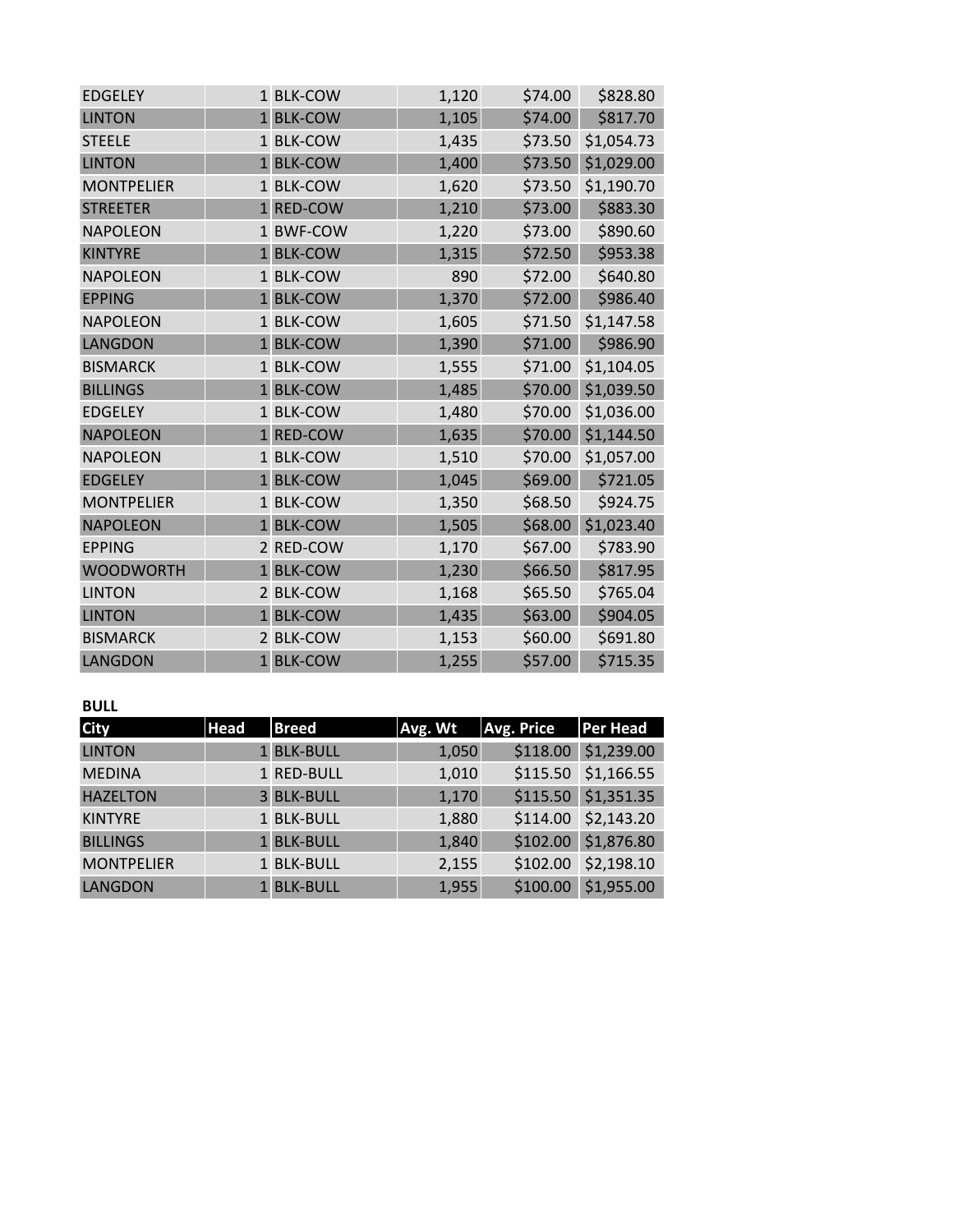| | | | | | |
|---|---|---|---|---|---|
| EDGELEY | 1 | BLK-COW | 1,120 | $74.00 | $828.80 |
| LINTON | 1 | BLK-COW | 1,105 | $74.00 | $817.70 |
| STEELE | 1 | BLK-COW | 1,435 | $73.50 | $1,054.73 |
| LINTON | 1 | BLK-COW | 1,400 | $73.50 | $1,029.00 |
| MONTPELIER | 1 | BLK-COW | 1,620 | $73.50 | $1,190.70 |
| STREETER | 1 | RED-COW | 1,210 | $73.00 | $883.30 |
| NAPOLEON | 1 | BWF-COW | 1,220 | $73.00 | $890.60 |
| KINTYRE | 1 | BLK-COW | 1,315 | $72.50 | $953.38 |
| NAPOLEON | 1 | BLK-COW | 890 | $72.00 | $640.80 |
| EPPING | 1 | BLK-COW | 1,370 | $72.00 | $986.40 |
| NAPOLEON | 1 | BLK-COW | 1,605 | $71.50 | $1,147.58 |
| LANGDON | 1 | BLK-COW | 1,390 | $71.00 | $986.90 |
| BISMARCK | 1 | BLK-COW | 1,555 | $71.00 | $1,104.05 |
| BILLINGS | 1 | BLK-COW | 1,485 | $70.00 | $1,039.50 |
| EDGELEY | 1 | BLK-COW | 1,480 | $70.00 | $1,036.00 |
| NAPOLEON | 1 | RED-COW | 1,635 | $70.00 | $1,144.50 |
| NAPOLEON | 1 | BLK-COW | 1,510 | $70.00 | $1,057.00 |
| EDGELEY | 1 | BLK-COW | 1,045 | $69.00 | $721.05 |
| MONTPELIER | 1 | BLK-COW | 1,350 | $68.50 | $924.75 |
| NAPOLEON | 1 | BLK-COW | 1,505 | $68.00 | $1,023.40 |
| EPPING | 2 | RED-COW | 1,170 | $67.00 | $783.90 |
| WOODWORTH | 1 | BLK-COW | 1,230 | $66.50 | $817.95 |
| LINTON | 2 | BLK-COW | 1,168 | $65.50 | $765.04 |
| LINTON | 1 | BLK-COW | 1,435 | $63.00 | $904.05 |
| BISMARCK | 2 | BLK-COW | 1,153 | $60.00 | $691.80 |
| LANGDON | 1 | BLK-COW | 1,255 | $57.00 | $715.35 |

**BULL**

| City | Head | Breed | Avg. Wt | Avg. Price | Per Head |
|---|---|---|---|---|---|
| LINTON | 1 | BLK-BULL | 1,050 | $118.00 | $1,239.00 |
| MEDINA | 1 | RED-BULL | 1,010 | $115.50 | $1,166.55 |
| HAZELTON | 3 | BLK-BULL | 1,170 | $115.50 | $1,351.35 |
| KINTYRE | 1 | BLK-BULL | 1,880 | $114.00 | $2,143.20 |
| BILLINGS | 1 | BLK-BULL | 1,840 | $102.00 | $1,876.80 |
| MONTPELIER | 1 | BLK-BULL | 2,155 | $102.00 | $2,198.10 |
| LANGDON | 1 | BLK-BULL | 1,955 | $100.00 | $1,955.00 |